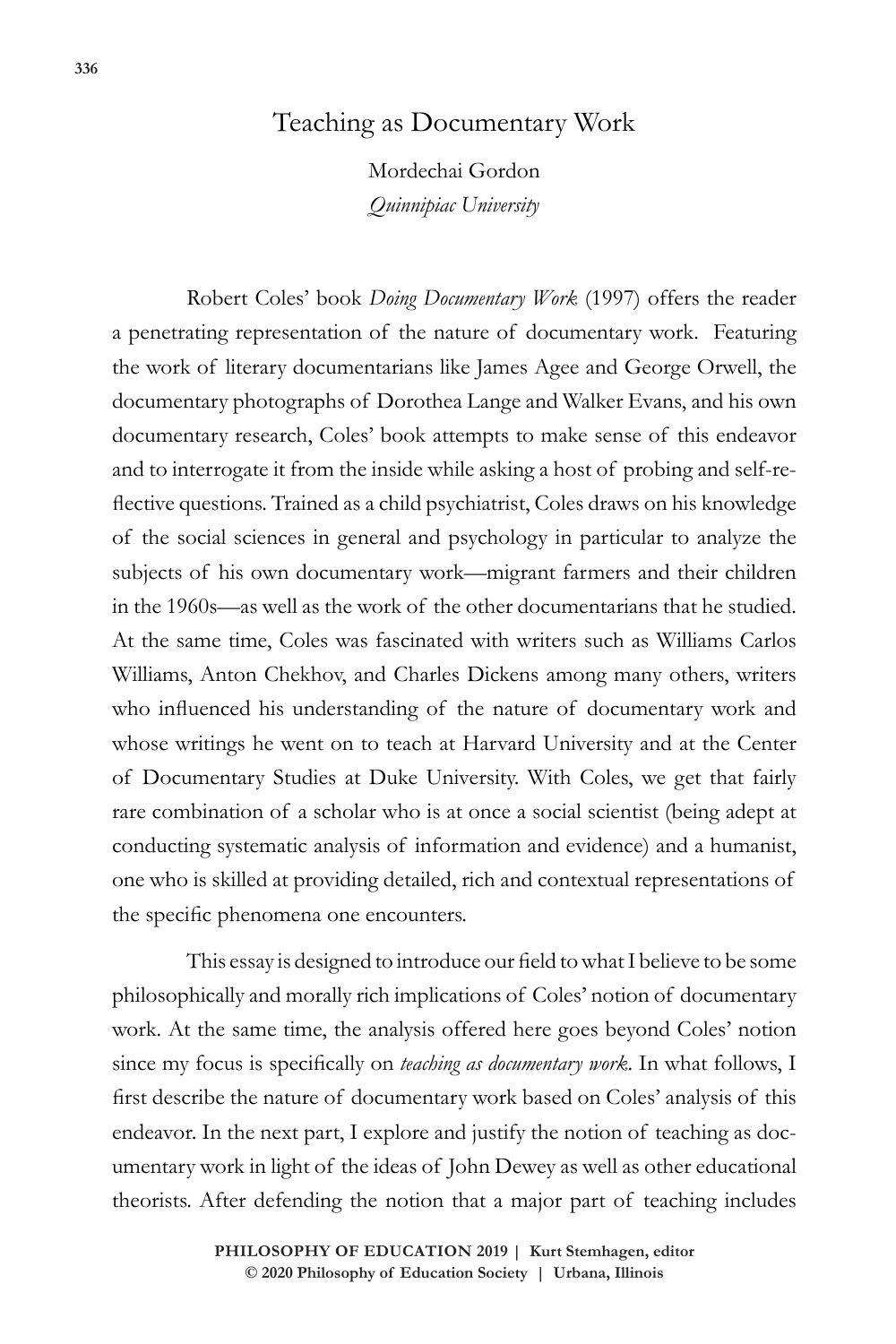# Teaching as Documentary Work

Mordechai Gordon
*Quinnipiac University*

Robert Coles' book *Doing Documentary Work* (1997) offers the reader a penetrating representation of the nature of documentary work. Featuring the work of literary documentarians like James Agee and George Orwell, the documentary photographs of Dorothea Lange and Walker Evans, and his own documentary research, Coles' book attempts to make sense of this endeavor and to interrogate it from the inside while asking a host of probing and self-reflective questions. Trained as a child psychiatrist, Coles draws on his knowledge of the social sciences in general and psychology in particular to analyze the subjects of his own documentary work—migrant farmers and their children in the 1960s—as well as the work of the other documentarians that he studied. At the same time, Coles was fascinated with writers such as Williams Carlos Williams, Anton Chekhov, and Charles Dickens among many others, writers who influenced his understanding of the nature of documentary work and whose writings he went on to teach at Harvard University and at the Center of Documentary Studies at Duke University. With Coles, we get that fairly rare combination of a scholar who is at once a social scientist (being adept at conducting systematic analysis of information and evidence) and a humanist, one who is skilled at providing detailed, rich and contextual representations of the specific phenomena one encounters.

This essay is designed to introduce our field to what I believe to be some philosophically and morally rich implications of Coles' notion of documentary work. At the same time, the analysis offered here goes beyond Coles' notion since my focus is specifically on *teaching as documentary work*. In what follows, I first describe the nature of documentary work based on Coles' analysis of this endeavor. In the next part, I explore and justify the notion of teaching as documentary work in light of the ideas of John Dewey as well as other educational theorists. After defending the notion that a major part of teaching includes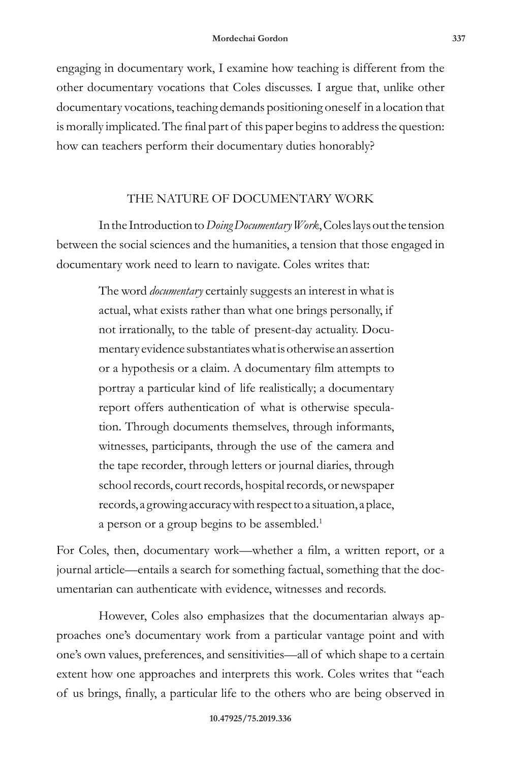engaging in documentary work, I examine how teaching is different from the other documentary vocations that Coles discusses. I argue that, unlike other documentary vocations, teaching demands positioning oneself in a location that is morally implicated. The final part of this paper begins to address the question: how can teachers perform their documentary duties honorably?

## THE NATURE OF DOCUMENTARY WORK

In the Introduction to *Doing Documentary Work*, Coles lays out the tension between the social sciences and the humanities, a tension that those engaged in documentary work need to learn to navigate. Coles writes that:

> The word *documentary* certainly suggests an interest in what is actual, what exists rather than what one brings personally, if not irrationally, to the table of present-day actuality. Documentary evidence substantiates what is otherwise an assertion or a hypothesis or a claim. A documentary film attempts to portray a particular kind of life realistically; a documentary report offers authentication of what is otherwise speculation. Through documents themselves, through informants, witnesses, participants, through the use of the camera and the tape recorder, through letters or journal diaries, through school records, court records, hospital records, or newspaper records, a growing accuracy with respect to a situation, a place, a person or a group begins to be assembled.[1]

For Coles, then, documentary work—whether a film, a written report, or a journal article—entails a search for something factual, something that the documentarian can authenticate with evidence, witnesses and records.

However, Coles also emphasizes that the documentarian always approaches one's documentary work from a particular vantage point and with one's own values, preferences, and sensitivities—all of which shape to a certain extent how one approaches and interprets this work. Coles writes that "each of us brings, finally, a particular life to the others who are being observed in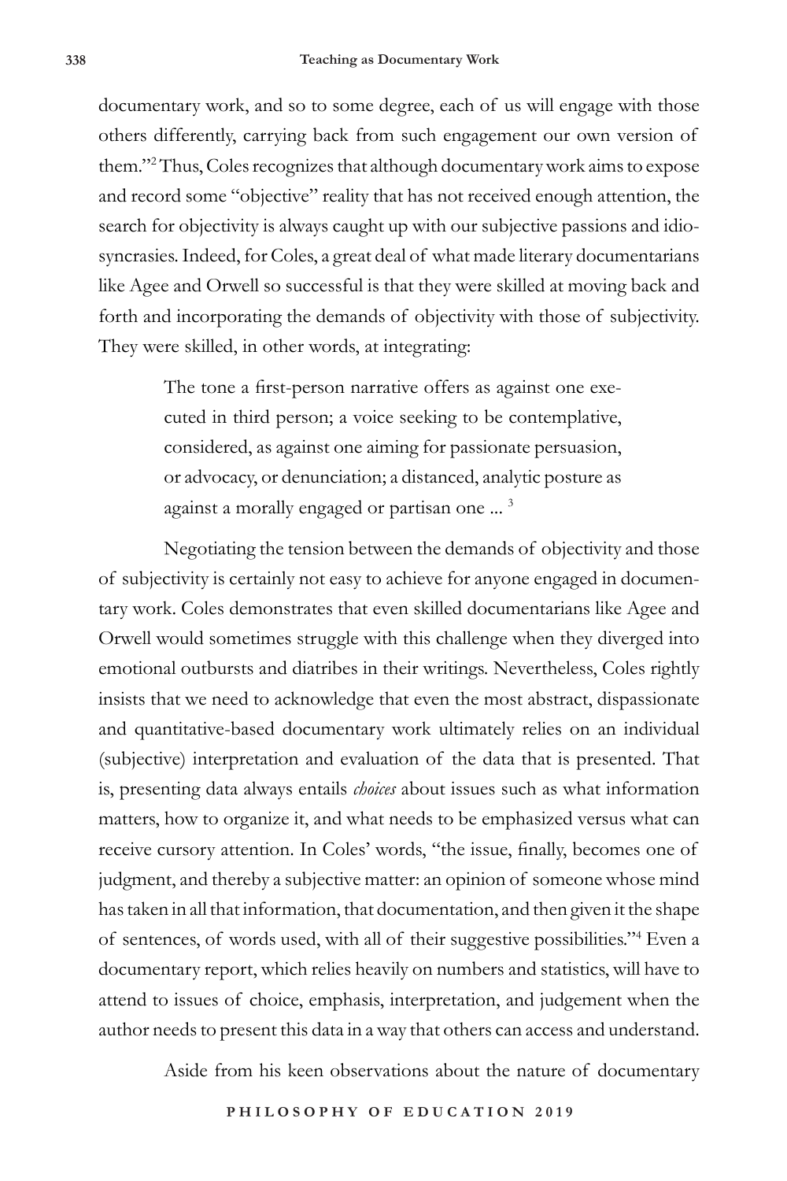documentary work, and so to some degree, each of us will engage with those others differently, carrying back from such engagement our own version of them."[2] Thus, Coles recognizes that although documentary work aims to expose and record some "objective" reality that has not received enough attention, the search for objectivity is always caught up with our subjective passions and idiosyncrasies. Indeed, for Coles, a great deal of what made literary documentarians like Agee and Orwell so successful is that they were skilled at moving back and forth and incorporating the demands of objectivity with those of subjectivity. They were skilled, in other words, at integrating:

> The tone a first-person narrative offers as against one executed in third person; a voice seeking to be contemplative, considered, as against one aiming for passionate persuasion, or advocacy, or denunciation; a distanced, analytic posture as against a morally engaged or partisan one ... [3]

Negotiating the tension between the demands of objectivity and those of subjectivity is certainly not easy to achieve for anyone engaged in documentary work. Coles demonstrates that even skilled documentarians like Agee and Orwell would sometimes struggle with this challenge when they diverged into emotional outbursts and diatribes in their writings. Nevertheless, Coles rightly insists that we need to acknowledge that even the most abstract, dispassionate and quantitative-based documentary work ultimately relies on an individual (subjective) interpretation and evaluation of the data that is presented. That is, presenting data always entails *choices* about issues such as what information matters, how to organize it, and what needs to be emphasized versus what can receive cursory attention. In Coles' words, "the issue, finally, becomes one of judgment, and thereby a subjective matter: an opinion of someone whose mind has taken in all that information, that documentation, and then given it the shape of sentences, of words used, with all of their suggestive possibilities."[4] Even a documentary report, which relies heavily on numbers and statistics, will have to attend to issues of choice, emphasis, interpretation, and judgement when the author needs to present this data in a way that others can access and understand.

Aside from his keen observations about the nature of documentary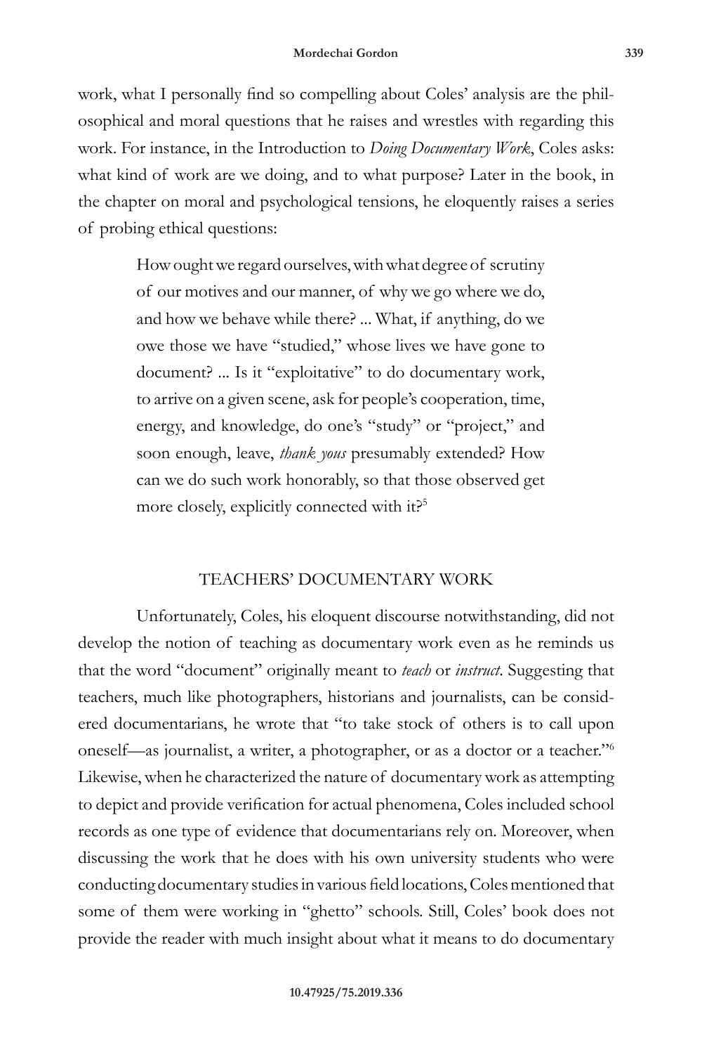work, what I personally find so compelling about Coles' analysis are the philosophical and moral questions that he raises and wrestles with regarding this work. For instance, in the Introduction to *Doing Documentary Work*, Coles asks: what kind of work are we doing, and to what purpose? Later in the book, in the chapter on moral and psychological tensions, he eloquently raises a series of probing ethical questions:

> How ought we regard ourselves, with what degree of scrutiny of our motives and our manner, of why we go where we do, and how we behave while there? ... What, if anything, do we owe those we have "studied," whose lives we have gone to document? ... Is it "exploitative" to do documentary work, to arrive on a given scene, ask for people's cooperation, time, energy, and knowledge, do one's "study" or "project," and soon enough, leave, *thank yous* presumably extended? How can we do such work honorably, so that those observed get more closely, explicitly connected with it?[5]

## TEACHERS' DOCUMENTARY WORK

Unfortunately, Coles, his eloquent discourse notwithstanding, did not develop the notion of teaching as documentary work even as he reminds us that the word "document" originally meant to *teach* or *instruct*. Suggesting that teachers, much like photographers, historians and journalists, can be considered documentarians, he wrote that "to take stock of others is to call upon oneself—as journalist, a writer, a photographer, or as a doctor or a teacher."[6] Likewise, when he characterized the nature of documentary work as attempting to depict and provide verification for actual phenomena, Coles included school records as one type of evidence that documentarians rely on. Moreover, when discussing the work that he does with his own university students who were conducting documentary studies in various field locations, Coles mentioned that some of them were working in "ghetto" schools. Still, Coles' book does not provide the reader with much insight about what it means to do documentary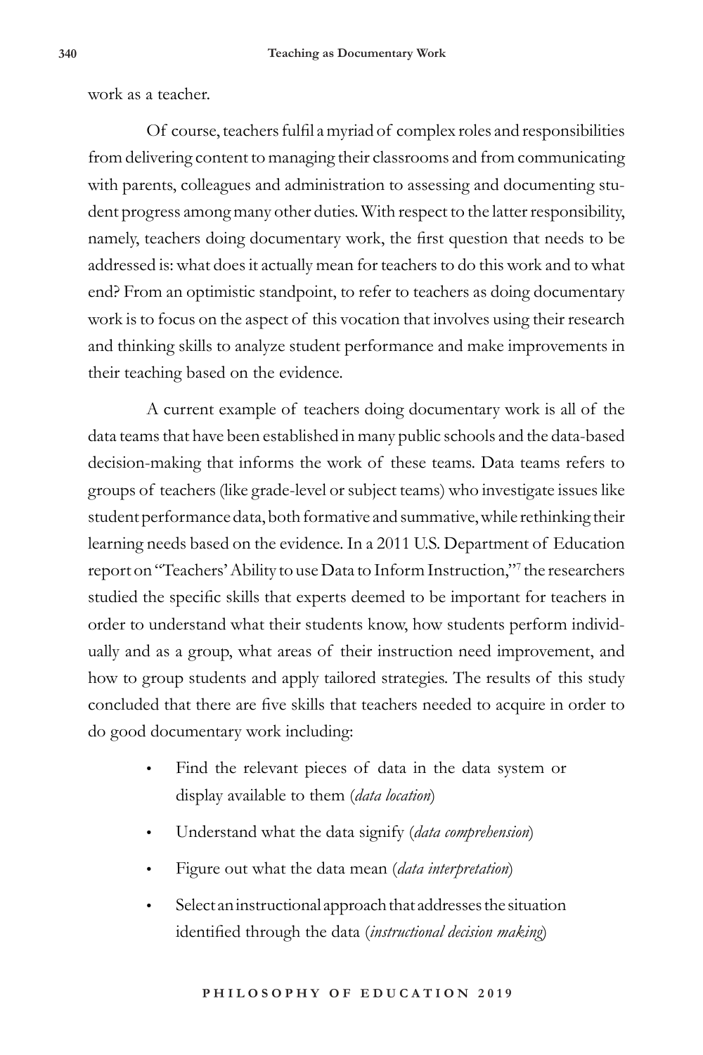work as a teacher.

Of course, teachers fulfil a myriad of complex roles and responsibilities from delivering content to managing their classrooms and from communicating with parents, colleagues and administration to assessing and documenting student progress among many other duties. With respect to the latter responsibility, namely, teachers doing documentary work, the first question that needs to be addressed is: what does it actually mean for teachers to do this work and to what end? From an optimistic standpoint, to refer to teachers as doing documentary work is to focus on the aspect of this vocation that involves using their research and thinking skills to analyze student performance and make improvements in their teaching based on the evidence.

A current example of teachers doing documentary work is all of the data teams that have been established in many public schools and the data-based decision-making that informs the work of these teams. Data teams refers to groups of teachers (like grade-level or subject teams) who investigate issues like student performance data, both formative and summative, while rethinking their learning needs based on the evidence. In a 2011 U.S. Department of Education report on "Teachers' Ability to use Data to Inform Instruction,"[7] the researchers studied the specific skills that experts deemed to be important for teachers in order to understand what their students know, how students perform individually and as a group, what areas of their instruction need improvement, and how to group students and apply tailored strategies. The results of this study concluded that there are five skills that teachers needed to acquire in order to do good documentary work including:

- Find the relevant pieces of data in the data system or display available to them (*data location*)
- Understand what the data signify (*data comprehension*)
- Figure out what the data mean (*data interpretation*)
- Select an instructional approach that addresses the situation identified through the data (*instructional decision making*)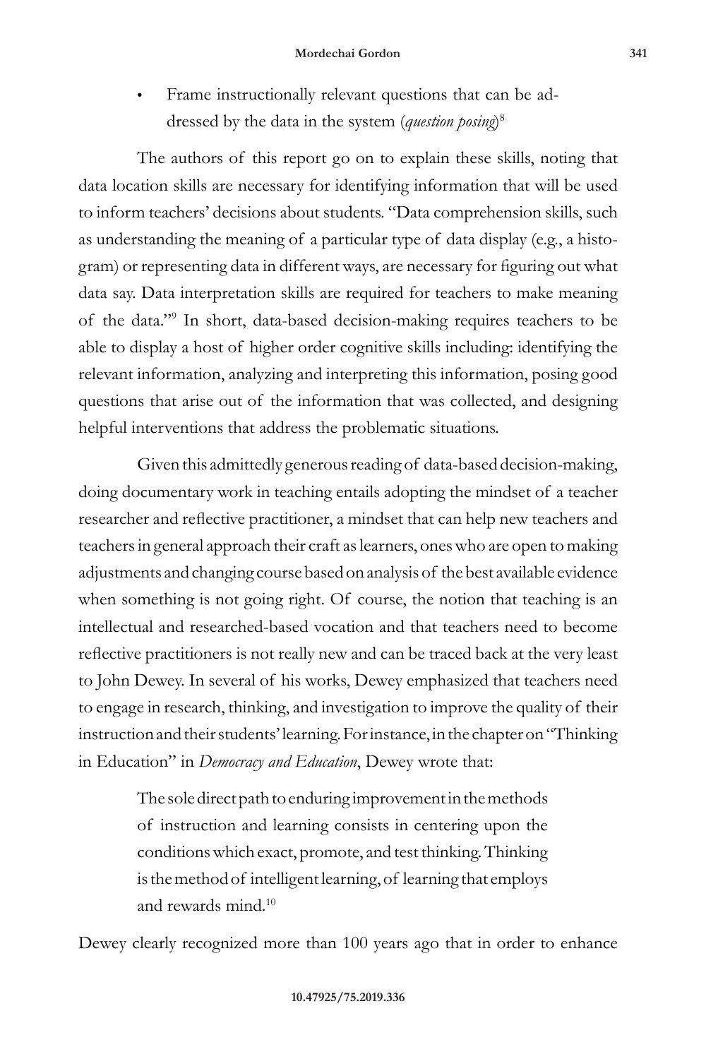- Frame instructionally relevant questions that can be addressed by the data in the system (*question posing*)[8]

The authors of this report go on to explain these skills, noting that data location skills are necessary for identifying information that will be used to inform teachers' decisions about students. "Data comprehension skills, such as understanding the meaning of a particular type of data display (e.g., a histogram) or representing data in different ways, are necessary for figuring out what data say. Data interpretation skills are required for teachers to make meaning of the data."[9] In short, data-based decision-making requires teachers to be able to display a host of higher order cognitive skills including: identifying the relevant information, analyzing and interpreting this information, posing good questions that arise out of the information that was collected, and designing helpful interventions that address the problematic situations.

Given this admittedly generous reading of data-based decision-making, doing documentary work in teaching entails adopting the mindset of a teacher researcher and reflective practitioner, a mindset that can help new teachers and teachers in general approach their craft as learners, ones who are open to making adjustments and changing course based on analysis of the best available evidence when something is not going right. Of course, the notion that teaching is an intellectual and researched-based vocation and that teachers need to become reflective practitioners is not really new and can be traced back at the very least to John Dewey. In several of his works, Dewey emphasized that teachers need to engage in research, thinking, and investigation to improve the quality of their instruction and their students' learning. For instance, in the chapter on "Thinking in Education" in *Democracy and Education*, Dewey wrote that:

> The sole direct path to enduring improvement in the methods of instruction and learning consists in centering upon the conditions which exact, promote, and test thinking. Thinking is the method of intelligent learning, of learning that employs and rewards mind.[10]

Dewey clearly recognized more than 100 years ago that in order to enhance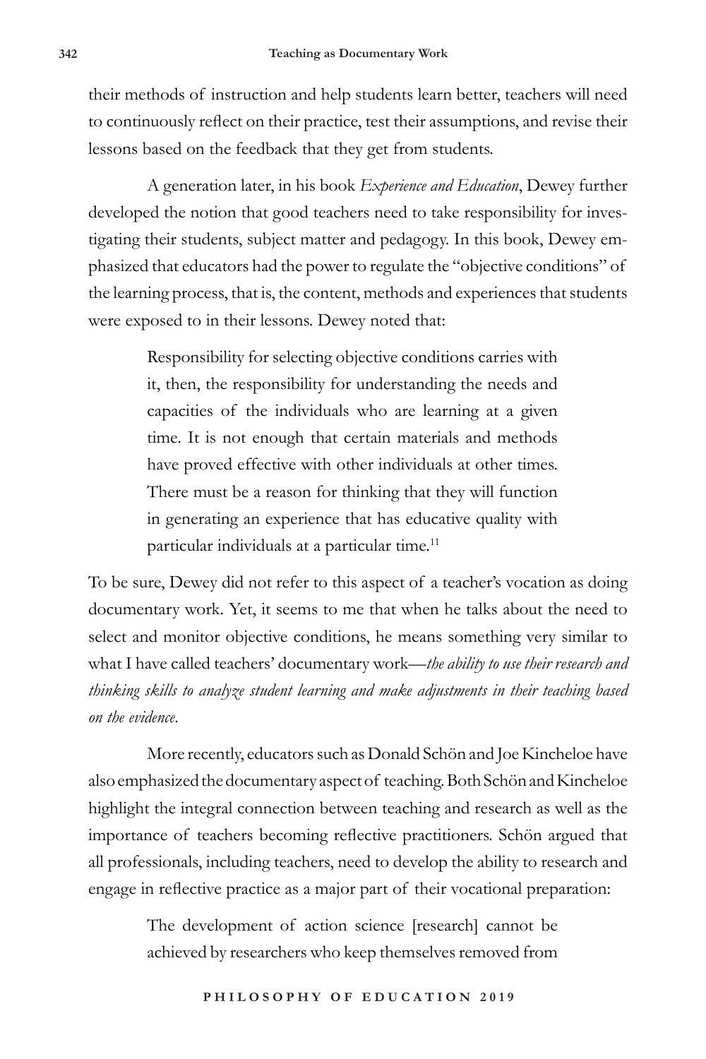their methods of instruction and help students learn better, teachers will need to continuously reflect on their practice, test their assumptions, and revise their lessons based on the feedback that they get from students.

A generation later, in his book *Experience and Education*, Dewey further developed the notion that good teachers need to take responsibility for investigating their students, subject matter and pedagogy. In this book, Dewey emphasized that educators had the power to regulate the "objective conditions" of the learning process, that is, the content, methods and experiences that students were exposed to in their lessons. Dewey noted that:

> Responsibility for selecting objective conditions carries with it, then, the responsibility for understanding the needs and capacities of the individuals who are learning at a given time. It is not enough that certain materials and methods have proved effective with other individuals at other times. There must be a reason for thinking that they will function in generating an experience that has educative quality with particular individuals at a particular time.[11]

To be sure, Dewey did not refer to this aspect of a teacher's vocation as doing documentary work. Yet, it seems to me that when he talks about the need to select and monitor objective conditions, he means something very similar to what I have called teachers' documentary work—*the ability to use their research and thinking skills to analyze student learning and make adjustments in their teaching based on the evidence*.

More recently, educators such as Donald Schön and Joe Kincheloe have also emphasized the documentary aspect of teaching. Both Schön and Kincheloe highlight the integral connection between teaching and research as well as the importance of teachers becoming reflective practitioners. Schön argued that all professionals, including teachers, need to develop the ability to research and engage in reflective practice as a major part of their vocational preparation:

> The development of action science [research] cannot be achieved by researchers who keep themselves removed from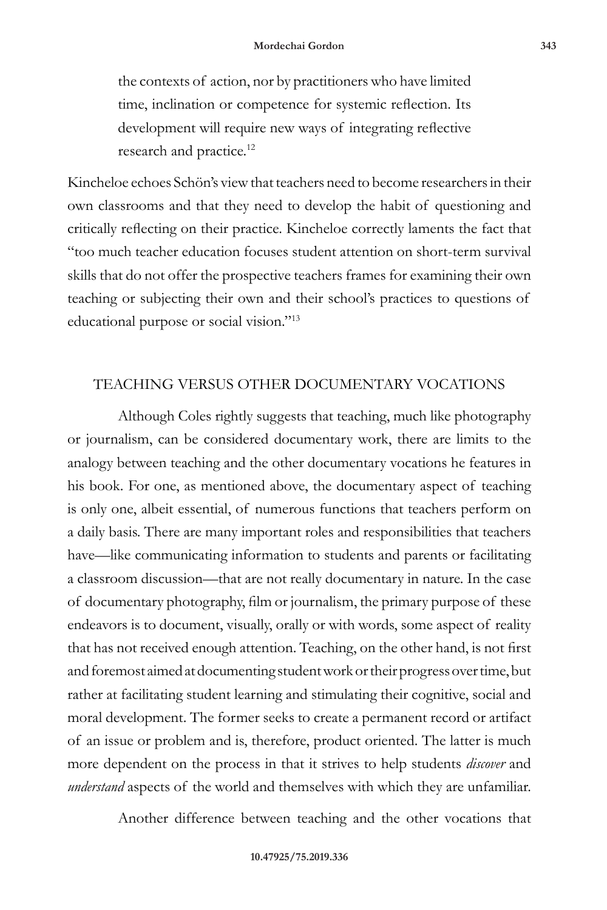> the contexts of action, nor by practitioners who have limited time, inclination or competence for systemic reflection. Its development will require new ways of integrating reflective research and practice.[12]

Kincheloe echoes Schön's view that teachers need to become researchers in their own classrooms and that they need to develop the habit of questioning and critically reflecting on their practice. Kincheloe correctly laments the fact that "too much teacher education focuses student attention on short-term survival skills that do not offer the prospective teachers frames for examining their own teaching or subjecting their own and their school's practices to questions of educational purpose or social vision."[13]

## TEACHING VERSUS OTHER DOCUMENTARY VOCATIONS

Although Coles rightly suggests that teaching, much like photography or journalism, can be considered documentary work, there are limits to the analogy between teaching and the other documentary vocations he features in his book. For one, as mentioned above, the documentary aspect of teaching is only one, albeit essential, of numerous functions that teachers perform on a daily basis. There are many important roles and responsibilities that teachers have—like communicating information to students and parents or facilitating a classroom discussion—that are not really documentary in nature. In the case of documentary photography, film or journalism, the primary purpose of these endeavors is to document, visually, orally or with words, some aspect of reality that has not received enough attention. Teaching, on the other hand, is not first and foremost aimed at documenting student work or their progress over time, but rather at facilitating student learning and stimulating their cognitive, social and moral development. The former seeks to create a permanent record or artifact of an issue or problem and is, therefore, product oriented. The latter is much more dependent on the process in that it strives to help students *discover* and *understand* aspects of the world and themselves with which they are unfamiliar.

Another difference between teaching and the other vocations that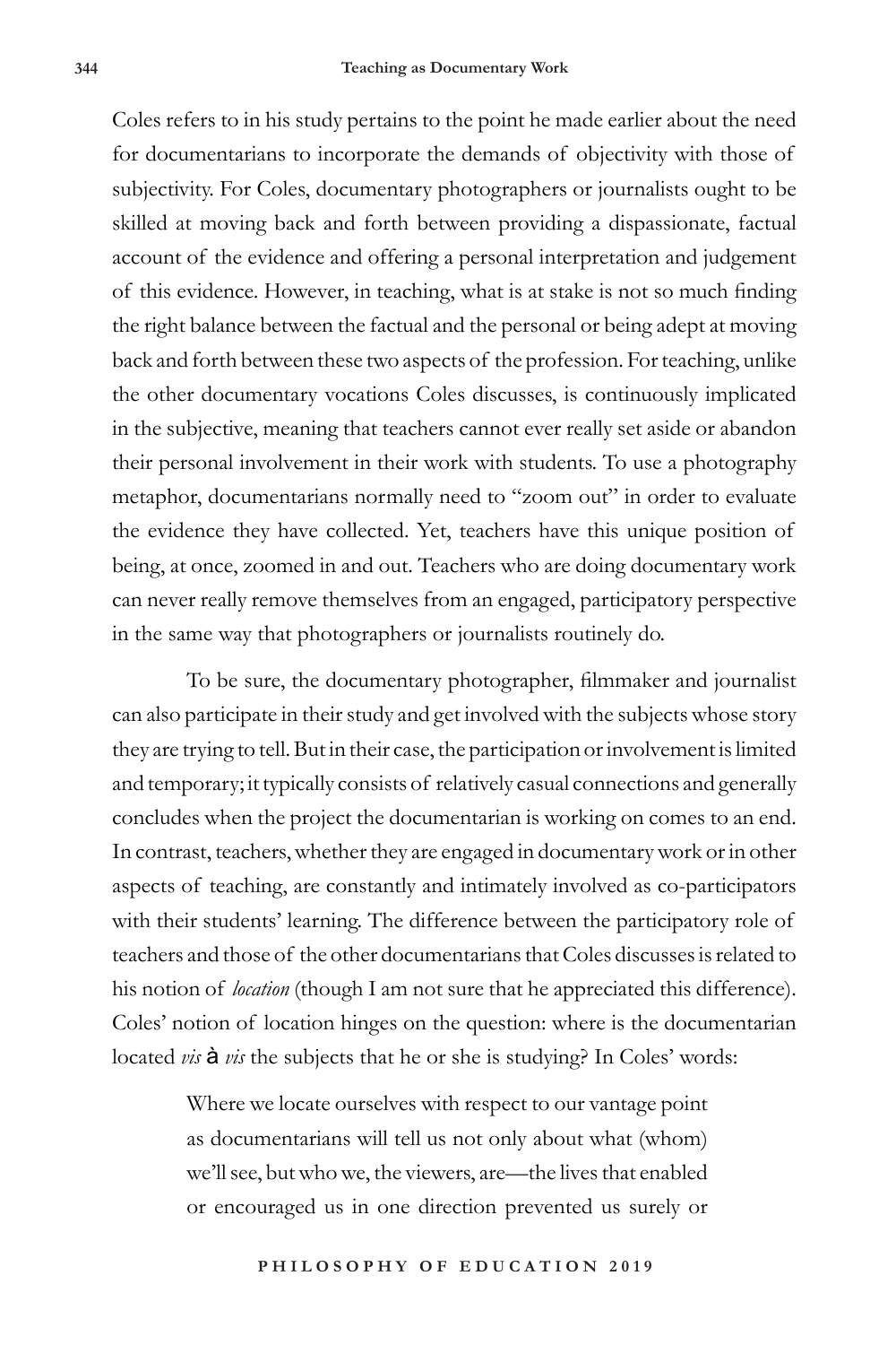Coles refers to in his study pertains to the point he made earlier about the need for documentarians to incorporate the demands of objectivity with those of subjectivity. For Coles, documentary photographers or journalists ought to be skilled at moving back and forth between providing a dispassionate, factual account of the evidence and offering a personal interpretation and judgement of this evidence. However, in teaching, what is at stake is not so much finding the right balance between the factual and the personal or being adept at moving back and forth between these two aspects of the profession. For teaching, unlike the other documentary vocations Coles discusses, is continuously implicated in the subjective, meaning that teachers cannot ever really set aside or abandon their personal involvement in their work with students. To use a photography metaphor, documentarians normally need to "zoom out" in order to evaluate the evidence they have collected. Yet, teachers have this unique position of being, at once, zoomed in and out. Teachers who are doing documentary work can never really remove themselves from an engaged, participatory perspective in the same way that photographers or journalists routinely do.

To be sure, the documentary photographer, filmmaker and journalist can also participate in their study and get involved with the subjects whose story they are trying to tell. But in their case, the participation or involvement is limited and temporary; it typically consists of relatively casual connections and generally concludes when the project the documentarian is working on comes to an end. In contrast, teachers, whether they are engaged in documentary work or in other aspects of teaching, are constantly and intimately involved as co-participators with their students' learning. The difference between the participatory role of teachers and those of the other documentarians that Coles discusses is related to his notion of *location* (though I am not sure that he appreciated this difference). Coles' notion of location hinges on the question: where is the documentarian located *vis* à *vis* the subjects that he or she is studying? In Coles' words:

> Where we locate ourselves with respect to our vantage point as documentarians will tell us not only about what (whom) we'll see, but who we, the viewers, are—the lives that enabled or encouraged us in one direction prevented us surely or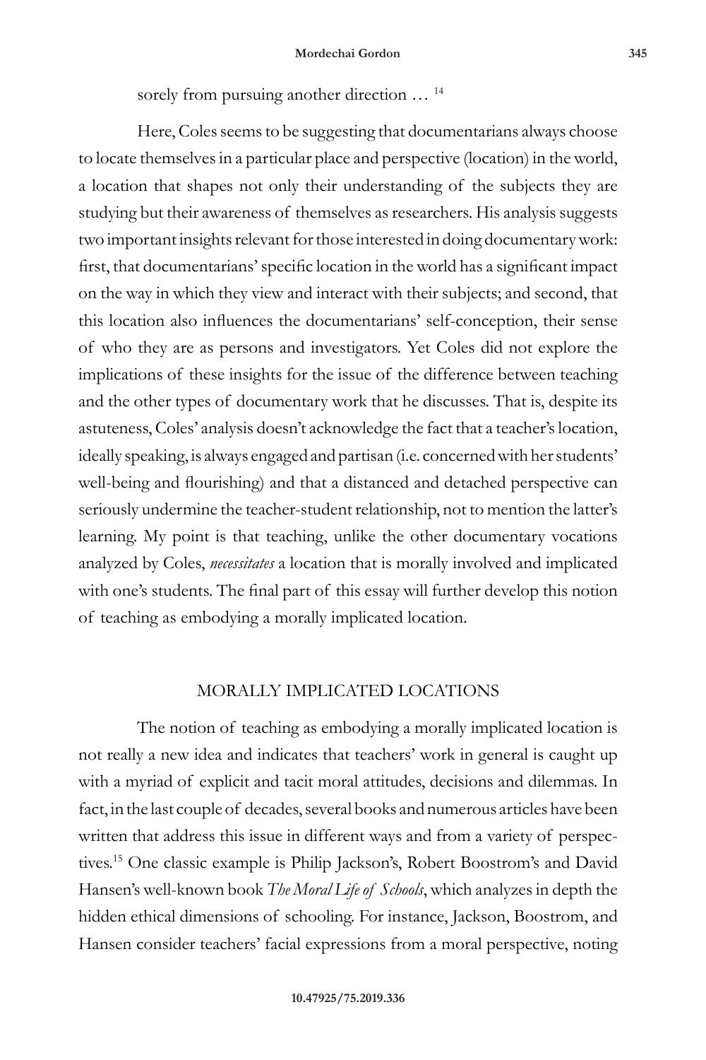sorely from pursuing another direction … [14]

Here, Coles seems to be suggesting that documentarians always choose to locate themselves in a particular place and perspective (location) in the world, a location that shapes not only their understanding of the subjects they are studying but their awareness of themselves as researchers. His analysis suggests two important insights relevant for those interested in doing documentary work: first, that documentarians' specific location in the world has a significant impact on the way in which they view and interact with their subjects; and second, that this location also influences the documentarians' self-conception, their sense of who they are as persons and investigators. Yet Coles did not explore the implications of these insights for the issue of the difference between teaching and the other types of documentary work that he discusses. That is, despite its astuteness, Coles' analysis doesn't acknowledge the fact that a teacher's location, ideally speaking, is always engaged and partisan (i.e. concerned with her students' well-being and flourishing) and that a distanced and detached perspective can seriously undermine the teacher-student relationship, not to mention the latter's learning. My point is that teaching, unlike the other documentary vocations analyzed by Coles, *necessitates* a location that is morally involved and implicated with one's students. The final part of this essay will further develop this notion of teaching as embodying a morally implicated location.

## MORALLY IMPLICATED LOCATIONS

The notion of teaching as embodying a morally implicated location is not really a new idea and indicates that teachers' work in general is caught up with a myriad of explicit and tacit moral attitudes, decisions and dilemmas. In fact, in the last couple of decades, several books and numerous articles have been written that address this issue in different ways and from a variety of perspectives.[15] One classic example is Philip Jackson's, Robert Boostrom's and David Hansen's well-known book *The Moral Life of Schools*, which analyzes in depth the hidden ethical dimensions of schooling. For instance, Jackson, Boostrom, and Hansen consider teachers' facial expressions from a moral perspective, noting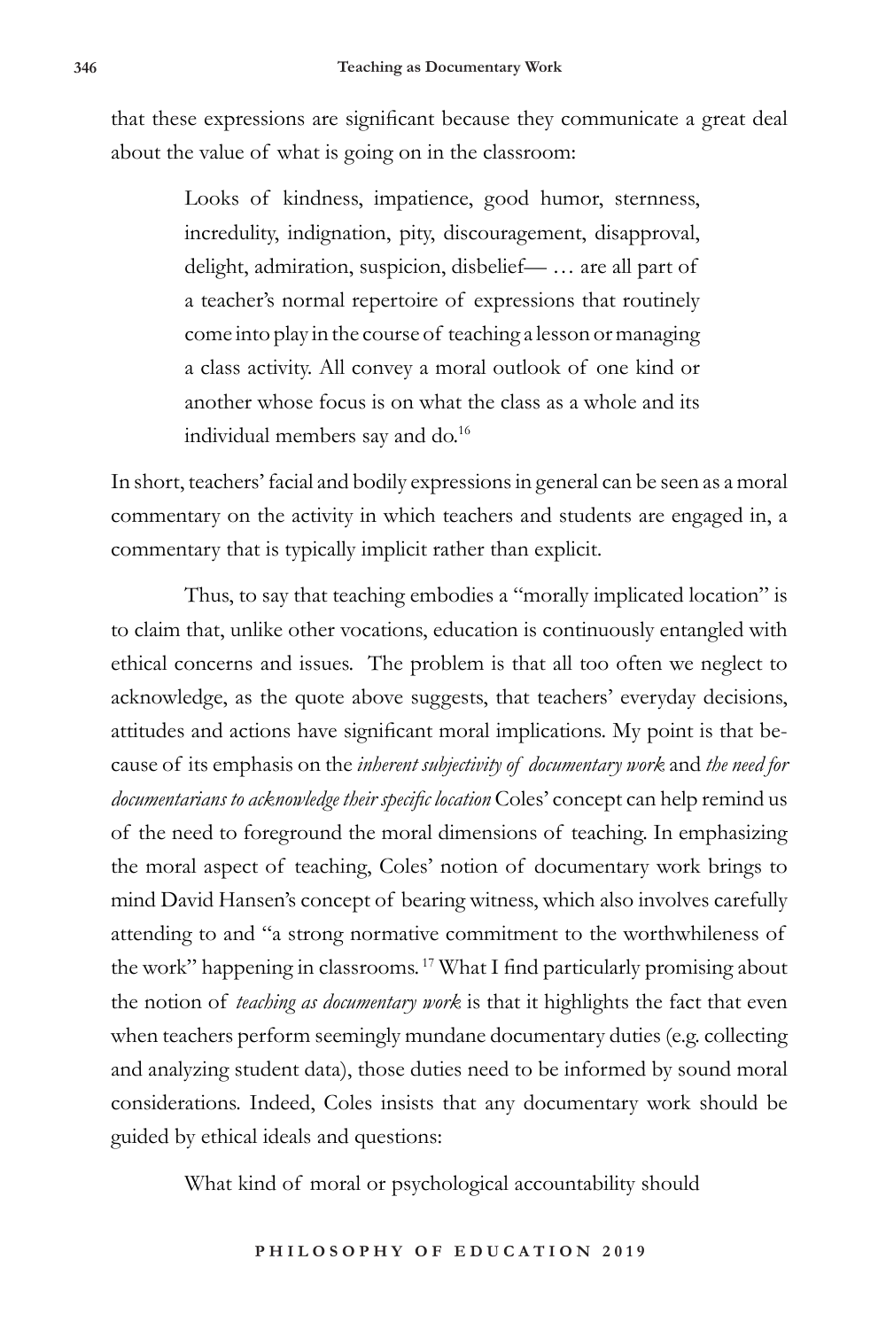that these expressions are significant because they communicate a great deal about the value of what is going on in the classroom:

> Looks of kindness, impatience, good humor, sternness, incredulity, indignation, pity, discouragement, disapproval, delight, admiration, suspicion, disbelief— … are all part of a teacher's normal repertoire of expressions that routinely come into play in the course of teaching a lesson or managing a class activity. All convey a moral outlook of one kind or another whose focus is on what the class as a whole and its individual members say and do.[16]

In short, teachers' facial and bodily expressions in general can be seen as a moral commentary on the activity in which teachers and students are engaged in, a commentary that is typically implicit rather than explicit.

Thus, to say that teaching embodies a "morally implicated location" is to claim that, unlike other vocations, education is continuously entangled with ethical concerns and issues. The problem is that all too often we neglect to acknowledge, as the quote above suggests, that teachers' everyday decisions, attitudes and actions have significant moral implications. My point is that because of its emphasis on the *inherent subjectivity of documentary work* and *the need for documentarians to acknowledge their specific location* Coles' concept can help remind us of the need to foreground the moral dimensions of teaching. In emphasizing the moral aspect of teaching, Coles' notion of documentary work brings to mind David Hansen's concept of bearing witness, which also involves carefully attending to and "a strong normative commitment to the worthwhileness of the work" happening in classrooms.[17] What I find particularly promising about the notion of *teaching as documentary work* is that it highlights the fact that even when teachers perform seemingly mundane documentary duties (e.g. collecting and analyzing student data), those duties need to be informed by sound moral considerations. Indeed, Coles insists that any documentary work should be guided by ethical ideals and questions:

> What kind of moral or psychological accountability should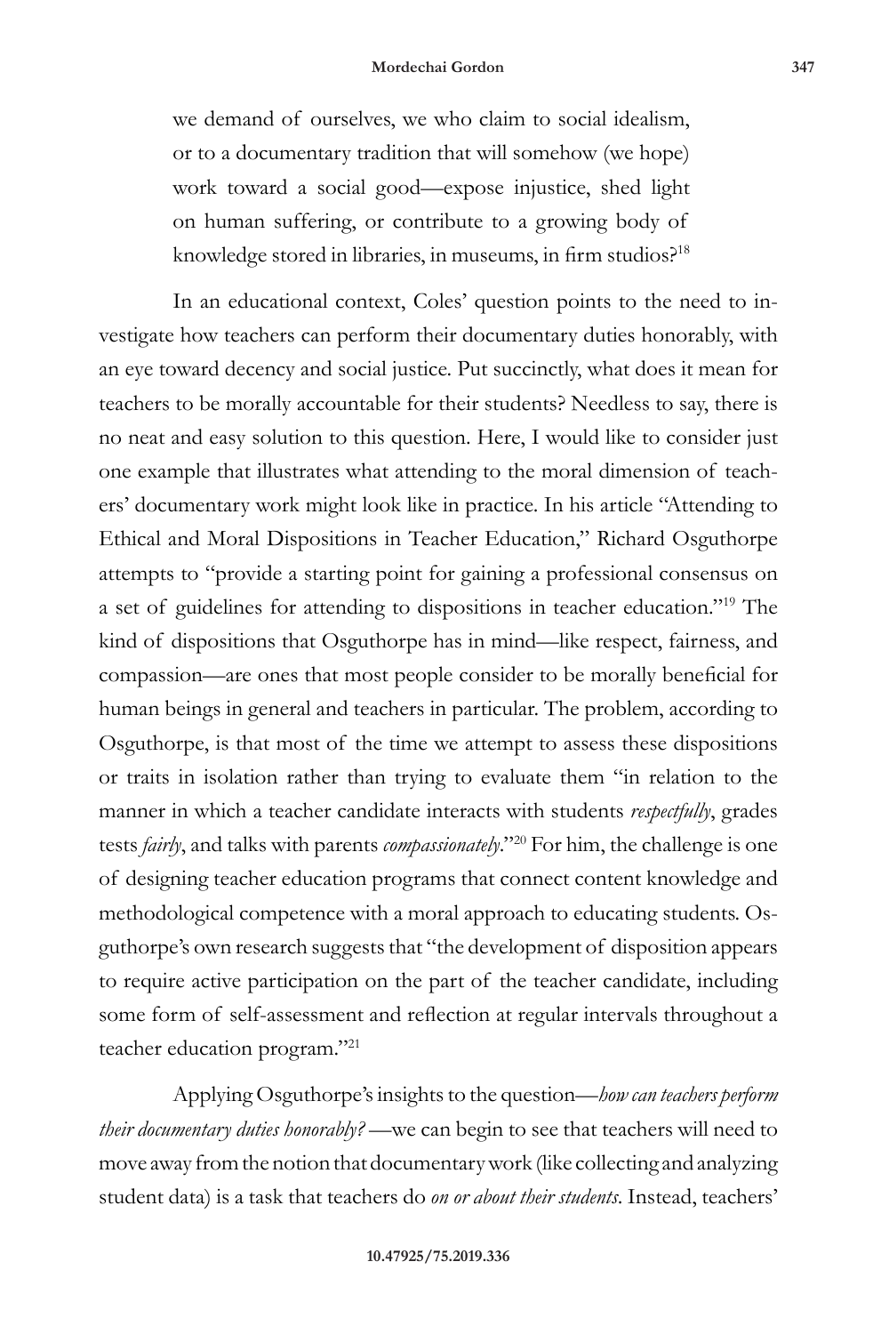> we demand of ourselves, we who claim to social idealism, or to a documentary tradition that will somehow (we hope) work toward a social good—expose injustice, shed light on human suffering, or contribute to a growing body of knowledge stored in libraries, in museums, in firm studios?[18]

In an educational context, Coles' question points to the need to investigate how teachers can perform their documentary duties honorably, with an eye toward decency and social justice. Put succinctly, what does it mean for teachers to be morally accountable for their students? Needless to say, there is no neat and easy solution to this question. Here, I would like to consider just one example that illustrates what attending to the moral dimension of teachers' documentary work might look like in practice. In his article "Attending to Ethical and Moral Dispositions in Teacher Education," Richard Osguthorpe attempts to "provide a starting point for gaining a professional consensus on a set of guidelines for attending to dispositions in teacher education."[19] The kind of dispositions that Osguthorpe has in mind—like respect, fairness, and compassion—are ones that most people consider to be morally beneficial for human beings in general and teachers in particular. The problem, according to Osguthorpe, is that most of the time we attempt to assess these dispositions or traits in isolation rather than trying to evaluate them "in relation to the manner in which a teacher candidate interacts with students *respectfully*, grades tests *fairly*, and talks with parents *compassionately*."[20] For him, the challenge is one of designing teacher education programs that connect content knowledge and methodological competence with a moral approach to educating students. Osguthorpe's own research suggests that "the development of disposition appears to require active participation on the part of the teacher candidate, including some form of self-assessment and reflection at regular intervals throughout a teacher education program."[21]

Applying Osguthorpe's insights to the question—*how can teachers perform their documentary duties honorably?* —we can begin to see that teachers will need to move away from the notion that documentary work (like collecting and analyzing student data) is a task that teachers do *on or about their students*. Instead, teachers'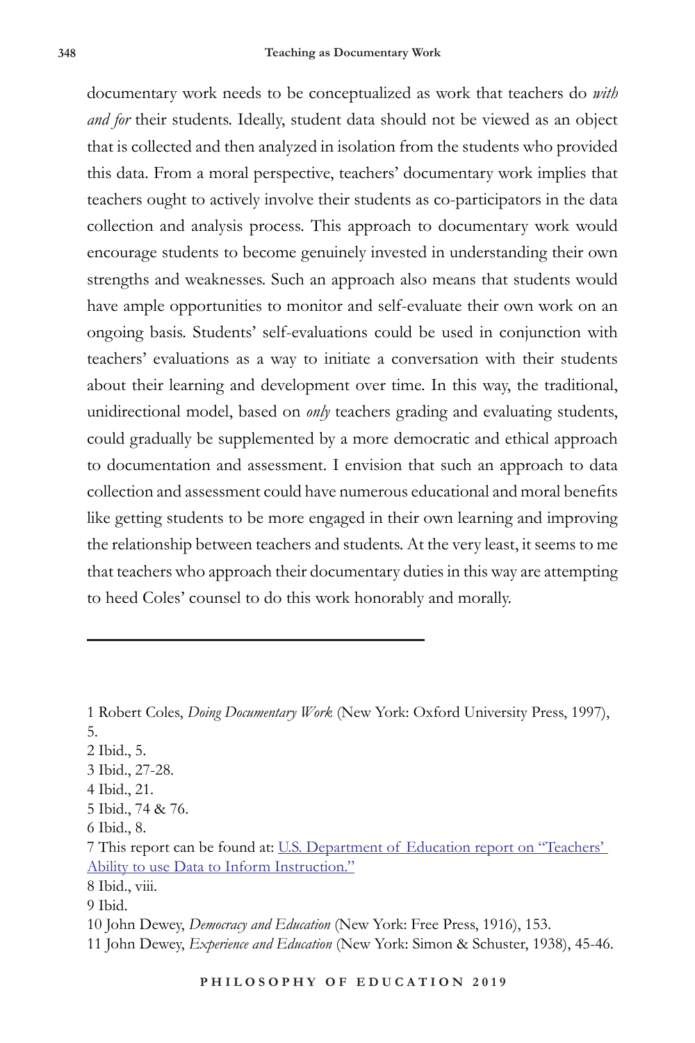documentary work needs to be conceptualized as work that teachers do *with and for* their students. Ideally, student data should not be viewed as an object that is collected and then analyzed in isolation from the students who provided this data. From a moral perspective, teachers' documentary work implies that teachers ought to actively involve their students as co-participators in the data collection and analysis process. This approach to documentary work would encourage students to become genuinely invested in understanding their own strengths and weaknesses. Such an approach also means that students would have ample opportunities to monitor and self-evaluate their own work on an ongoing basis. Students' self-evaluations could be used in conjunction with teachers' evaluations as a way to initiate a conversation with their students about their learning and development over time. In this way, the traditional, unidirectional model, based on *only* teachers grading and evaluating students, could gradually be supplemented by a more democratic and ethical approach to documentation and assessment. I envision that such an approach to data collection and assessment could have numerous educational and moral benefits like getting students to be more engaged in their own learning and improving the relationship between teachers and students. At the very least, it seems to me that teachers who approach their documentary duties in this way are attempting to heed Coles' counsel to do this work honorably and morally.

---

1 Robert Coles, *Doing Documentary Work* (New York: Oxford University Press, 1997), 5.

2 Ibid., 5.

3 Ibid., 27-28.

4 Ibid., 21.

5 Ibid., 74 & 76.

6 Ibid., 8.

7 This report can be found at: [U.S. Department of Education report on "Teachers' Ability to use Data to Inform Instruction."]()

8 Ibid., viii.

9 Ibid.

10 John Dewey, *Democracy and Education* (New York: Free Press, 1916), 153.

11 John Dewey, *Experience and Education* (New York: Simon & Schuster, 1938), 45-46.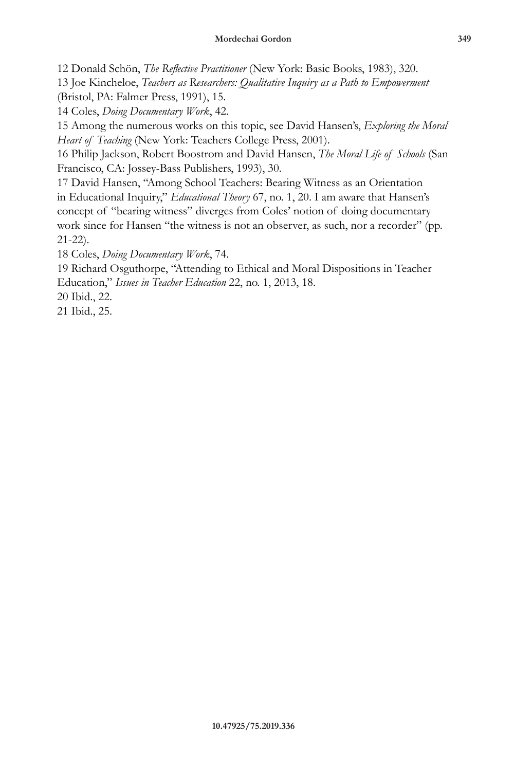12 Donald Schön, *The Reflective Practitioner* (New York: Basic Books, 1983), 320.

13 Joe Kincheloe, *Teachers as Researchers: Qualitative Inquiry as a Path to Empowerment* (Bristol, PA: Falmer Press, 1991), 15.

14 Coles, *Doing Documentary Work*, 42.

15 Among the numerous works on this topic, see David Hansen's, *Exploring the Moral Heart of Teaching* (New York: Teachers College Press, 2001).

16 Philip Jackson, Robert Boostrom and David Hansen, *The Moral Life of Schools* (San Francisco, CA: Jossey-Bass Publishers, 1993), 30.

17 David Hansen, "Among School Teachers: Bearing Witness as an Orientation in Educational Inquiry," *Educational Theory* 67, no. 1, 20. I am aware that Hansen's concept of "bearing witness" diverges from Coles' notion of doing documentary work since for Hansen "the witness is not an observer, as such, nor a recorder" (pp. 21-22).

18 Coles, *Doing Documentary Work*, 74.

19 Richard Osguthorpe, "Attending to Ethical and Moral Dispositions in Teacher Education," *Issues in Teacher Education* 22, no. 1, 2013, 18.

20 Ibid., 22.

21 Ibid., 25.